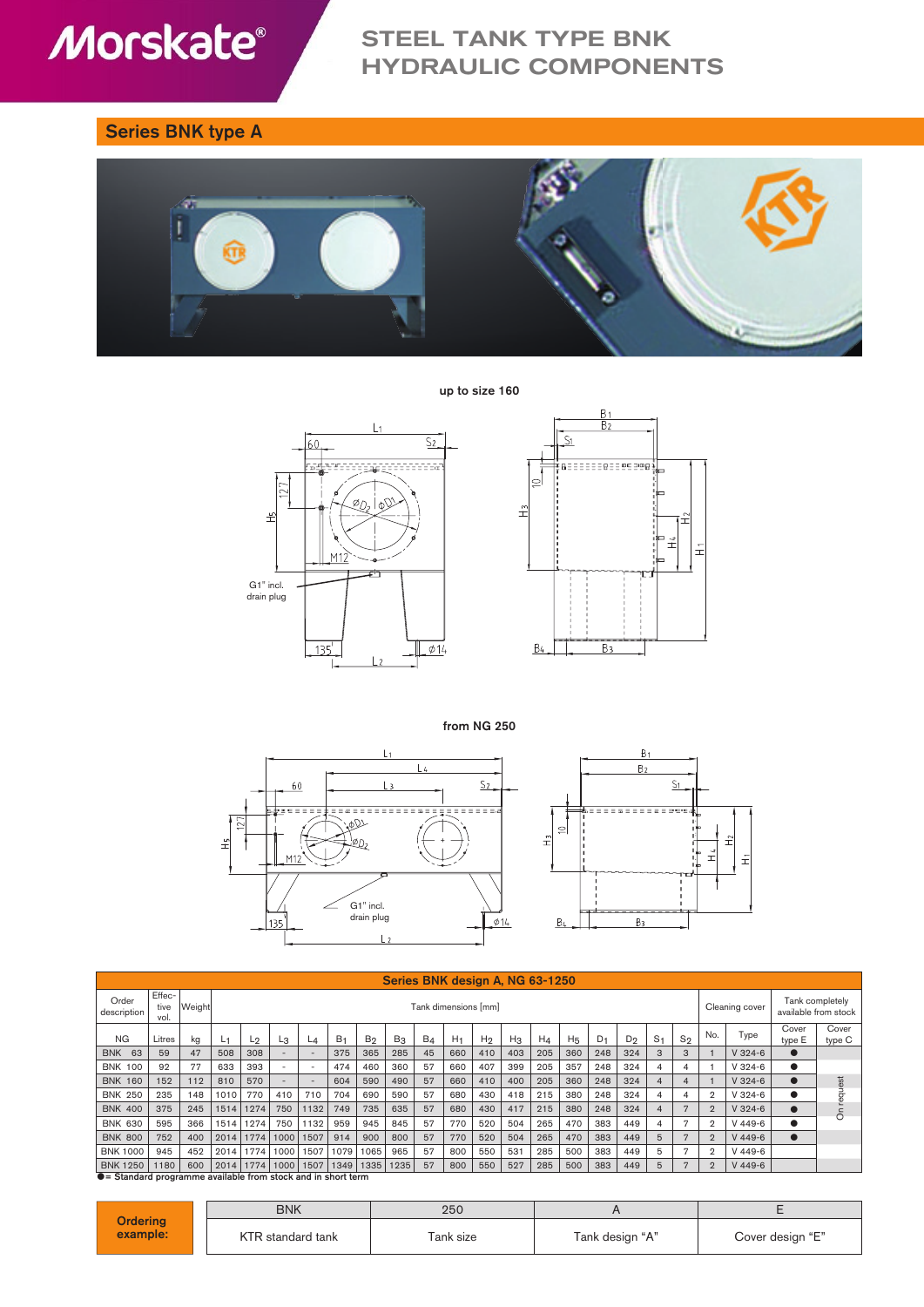# STEEL TANK TYPE BNK HYDRAULIC COMPONENTS

## Series BNK type A

up to size 160

G1" incl. drain plug

from NG 250

G1" incl. drain plug

| Series BNK design A, NG 63-1250 | | | | | | | | | | | | | | | | | | | | | | | | |
|---|---|---|---|---|---|---|---|---|---|---|---|---|---|---|---|---|---|---|---|---|---|---|---|---|
| Order description | Effective vol. | Weight | Tank dimensions [mm] | | | | | | | | | | | | | | | | | Cleaning cover | | Tank completely available from stock | |
| NG | Litres | kg | $L_1$ | $L_2$ | $L_3$ | $L_4$ | $B_1$ | $B_2$ | $B_3$ | $B_4$ | $H_1$ | $H_2$ | $H_3$ | $H_4$ | $H_5$ | $D_1$ | $D_2$ | $S_1$ | $S_2$ | No. | Type | Cover type E | Cover type C |
| BNK 63 | 59 | 47 | 508 | 308 | - | - | 375 | 365 | 285 | 45 | 660 | 410 | 403 | 205 | 360 | 248 | 324 | 3 | 3 | 1 | V 324-6 | ● | On request |
| BNK 100 | 92 | 77 | 633 | 393 | - | - | 474 | 460 | 360 | 57 | 660 | 407 | 399 | 205 | 357 | 248 | 324 | 4 | 4 | 1 | V 324-6 | ● | On request |
| BNK 160 | 152 | 112 | 810 | 570 | - | - | 604 | 590 | 490 | 57 | 660 | 410 | 400 | 205 | 360 | 248 | 324 | 4 | 4 | 1 | V 324-6 | ● | On request |
| BNK 250 | 235 | 148 | 1010 | 770 | 410 | 710 | 704 | 690 | 590 | 57 | 680 | 430 | 418 | 215 | 380 | 248 | 324 | 4 | 4 | 2 | V 324-6 | ● | On request |
| BNK 400 | 375 | 245 | 1514 | 1274 | 750 | 1132 | 749 | 735 | 635 | 57 | 680 | 430 | 417 | 215 | 380 | 248 | 324 | 4 | 7 | 2 | V 324-6 | ● | On request |
| BNK 630 | 595 | 366 | 1514 | 1274 | 750 | 1132 | 959 | 945 | 845 | 57 | 770 | 520 | 504 | 265 | 470 | 383 | 449 | 4 | 7 | 2 | V 449-6 | ● | On request |
| BNK 800 | 752 | 400 | 2014 | 1774 | 1000 | 1507 | 914 | 900 | 800 | 57 | 770 | 520 | 504 | 265 | 470 | 383 | 449 | 5 | 7 | 2 | V 449-6 | ● | On request |
| BNK 1000 | 945 | 452 | 2014 | 1774 | 1000 | 1507 | 1079 | 1065 | 965 | 57 | 800 | 550 | 531 | 285 | 500 | 383 | 449 | 5 | 7 | 2 | V 449-6 | | On request |
| BNK 1250 | 1180 | 600 | 2014 | 1774 | 1000 | 1507 | 1349 | 1335 | 1235 | 57 | 800 | 550 | 527 | 285 | 500 | 383 | 449 | 5 | 7 | 2 | V 449-6 | | On request |

● = Standard programme available from stock and in short term

| Ordering example: | BNK | 250 | A | E |
|---|---|---|---|---|
| | KTR standard tank | Tank size | Tank design "A" | Cover design "E" |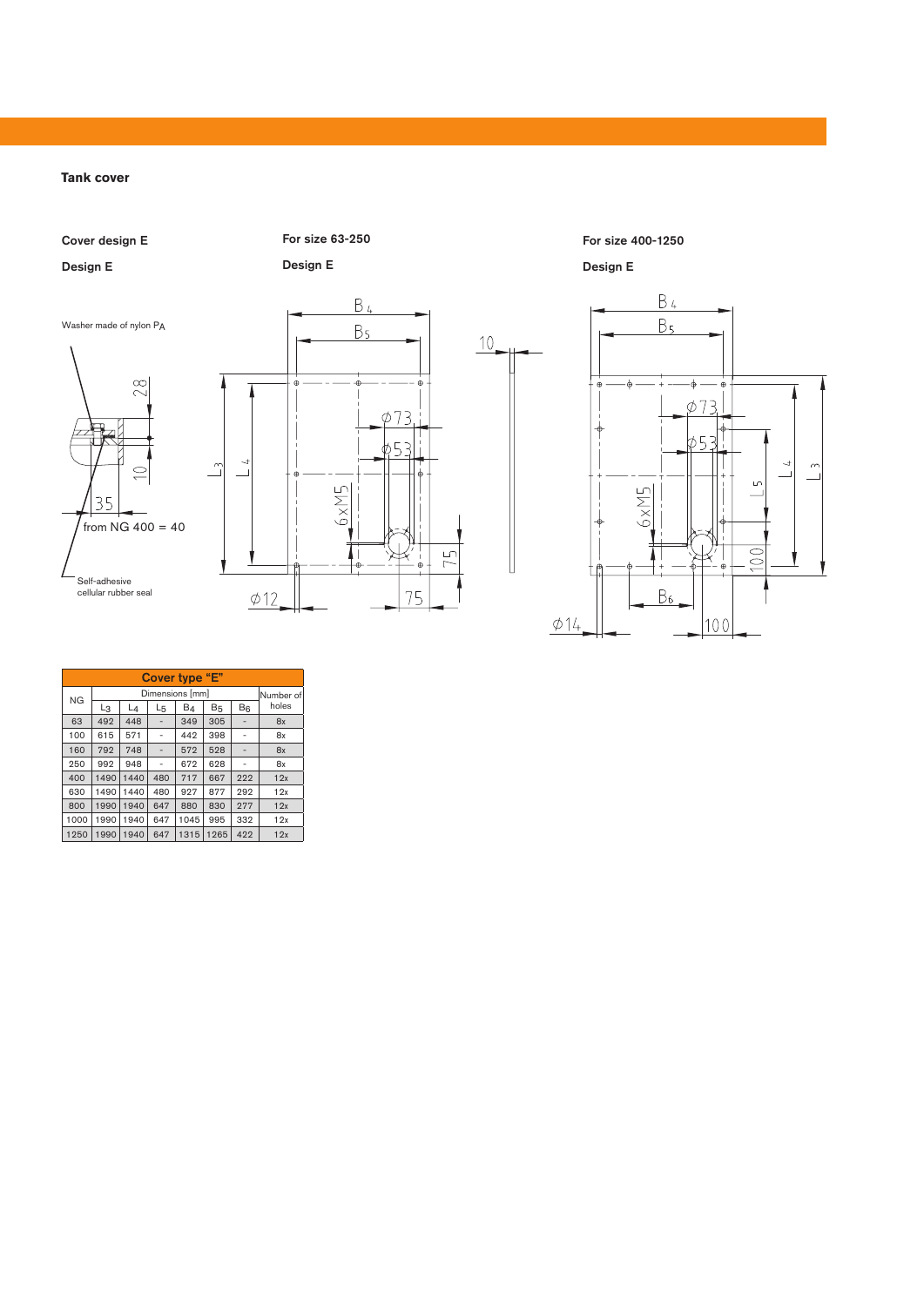## Tank cover

### Cover design E

**Design E**

Washer made of nylon PA

28

10

35

from NG 400 = 40

Self-adhesive cellular rubber seal

**For size 63-250**

**Design E**

$B_4$, $B_5$, $L_3$, $L_4$, ⌀73, ⌀53, 6xM5, 75, ⌀12, 75, 10

**For size 400-1250**

**Design E**

$B_4$, $B_5$, $L_3$, $L_4$, $L_5$, ⌀73, ⌀53, 6xM5, 100, $B_6$, ⌀14, 100

| Cover type "E" | | | | | | | |
|---|---|---|---|---|---|---|---|
| NG | Dimensions [mm] | | | | | | Number of holes |
| | $L_3$ | $L_4$ | $L_5$ | $B_4$ | $B_5$ | $B_6$ | |
| 63 | 492 | 448 | - | 349 | 305 | - | 8x |
| 100 | 615 | 571 | - | 442 | 398 | - | 8x |
| 160 | 792 | 748 | - | 572 | 528 | - | 8x |
| 250 | 992 | 948 | - | 672 | 628 | - | 8x |
| 400 | 1490 | 1440 | 480 | 717 | 667 | 222 | 12x |
| 630 | 1490 | 1440 | 480 | 927 | 877 | 292 | 12x |
| 800 | 1990 | 1940 | 647 | 880 | 830 | 277 | 12x |
| 1000 | 1990 | 1940 | 647 | 1045 | 995 | 332 | 12x |
| 1250 | 1990 | 1940 | 647 | 1315 | 1265 | 422 | 12x |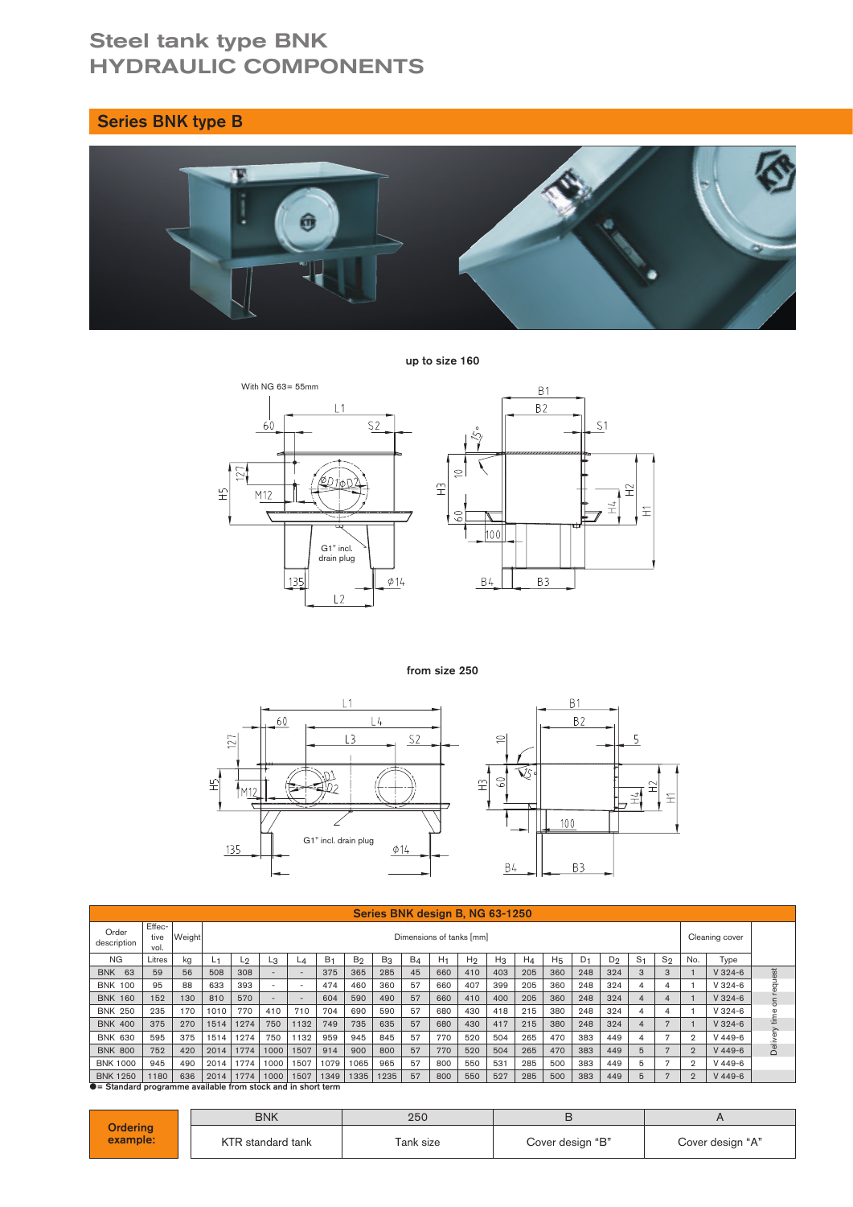# Steel tank type BNK
# HYDRAULIC COMPONENTS

## Series BNK type B

up to size 160

With NG 63= 55mm

G1" incl. drain plug

from size 250

G1" incl. drain plug

| Series BNK design B, NG 63-1250 | | | | | | | | | | | | | | | | | | | | | | |
|---|---|---|---|---|---|---|---|---|---|---|---|---|---|---|---|---|---|---|---|---|---|---|
| Order description | Effective vol. | Weight | Dimensions of tanks [mm] | | | | | | | | | | | | | | | | | Cleaning cover | | |
| NG | Litres | kg | $L_1$ | $L_2$ | $L_3$ | $L_4$ | $B_1$ | $B_2$ | $B_3$ | $B_4$ | $H_1$ | $H_2$ | $H_3$ | $H_4$ | $H_5$ | $D_1$ | $D_2$ | $S_1$ | $S_2$ | No. | Type | |
| BNK 63 | 59 | 56 | 508 | 308 | - | - | 375 | 365 | 285 | 45 | 660 | 410 | 403 | 205 | 360 | 248 | 324 | 3 | 3 | 1 | V 324-6 | Delivery time on request |
| BNK 100 | 95 | 88 | 633 | 393 | - | - | 474 | 460 | 360 | 57 | 660 | 407 | 399 | 205 | 360 | 248 | 324 | 4 | 4 | 1 | V 324-6 | |
| BNK 160 | 152 | 130 | 810 | 570 | - | - | 604 | 590 | 490 | 57 | 660 | 410 | 400 | 205 | 360 | 248 | 324 | 4 | 4 | 1 | V 324-6 | |
| BNK 250 | 235 | 170 | 1010 | 770 | 410 | 710 | 704 | 690 | 590 | 57 | 680 | 430 | 418 | 215 | 380 | 248 | 324 | 4 | 4 | 1 | V 324-6 | |
| BNK 400 | 375 | 270 | 1514 | 1274 | 750 | 1132 | 749 | 735 | 635 | 57 | 680 | 430 | 417 | 215 | 380 | 248 | 324 | 4 | 7 | 1 | V 324-6 | |
| BNK 630 | 595 | 375 | 1514 | 1274 | 750 | 1132 | 959 | 945 | 845 | 57 | 770 | 520 | 504 | 265 | 470 | 383 | 449 | 4 | 7 | 2 | V 449-6 | |
| BNK 800 | 752 | 420 | 2014 | 1774 | 1000 | 1507 | 914 | 900 | 800 | 57 | 770 | 520 | 504 | 265 | 470 | 383 | 449 | 5 | 7 | 2 | V 449-6 | |
| BNK 1000 | 945 | 490 | 2014 | 1774 | 1000 | 1507 | 1079 | 1065 | 965 | 57 | 800 | 550 | 531 | 285 | 500 | 383 | 449 | 5 | 7 | 2 | V 449-6 | |
| BNK 1250 | 1180 | 636 | 2014 | 1774 | 1000 | 1507 | 1349 | 1335 | 1235 | 57 | 800 | 550 | 527 | 285 | 500 | 383 | 449 | 5 | 7 | 2 | V 449-6 | |

● = Standard programme available from stock and in short term

| Ordering example: | BNK | 250 | B | A |
|---|---|---|---|---|
| | KTR standard tank | Tank size | Cover design "B" | Cover design "A" |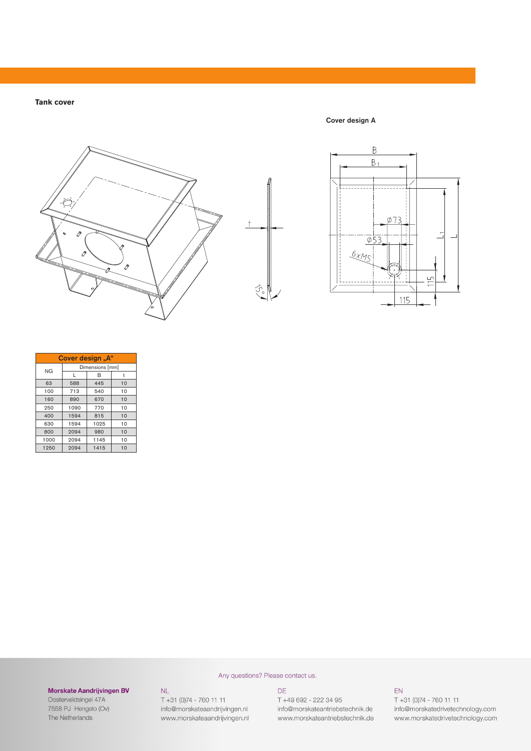## Tank cover

**Cover design A**

B
$B_1$
Ø73
Ø53
6xM5
$L_1$
L
115
115
t
15°

| Cover design „A“ | | | |
|---|---|---|---|
| NG | Dimensions [mm] | | |
| | L | B | t |
| 63 | 588 | 445 | 10 |
| 100 | 713 | 540 | 10 |
| 160 | 890 | 670 | 10 |
| 250 | 1090 | 770 | 10 |
| 400 | 1594 | 815 | 10 |
| 630 | 1594 | 1025 | 10 |
| 800 | 2094 | 980 | 10 |
| 1000 | 2094 | 1145 | 10 |
| 1250 | 2094 | 1415 | 10 |

Any questions? Please contact us.

**Morskate Aandrijvingen BV**
Oosterveldsingel 47A
7558 PJ Hengelo (Ov)
The Netherlands

NL
T +31 (0)74 - 760 11 11
info@morskateaandrijvingen.nl
www.morskateaandrijvingen.nl

DE
T +49 692 - 222 34 95
info@morskateantriebstechnik.de
www.morskateantriebstechnik.de

EN
T +31 (0)74 - 760 11 11
info@morskatedrivetechnology.com
www.morskatedrivetechnology.com